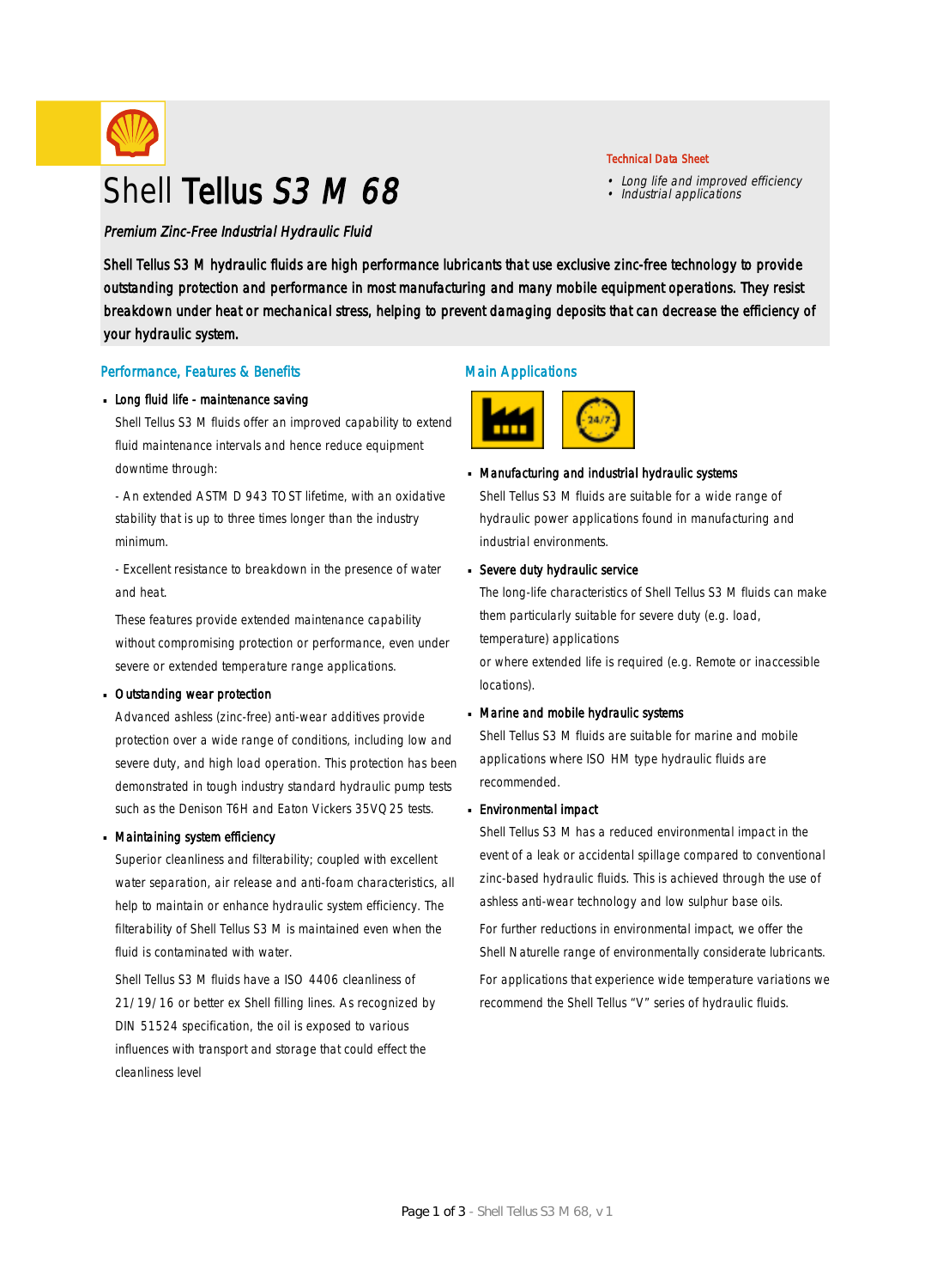# Shell Tellus *S3 M 68*

Technical Data Sheet

- *Long life and improved efficiency*
- *Industrial applications*

*Premium Zinc-Free Industrial Hydraulic Fluid*

Shell Tellus S3 M hydraulic fluids are high performance lubricants that use exclusive zinc-free technology to provide outstanding protection and performance in most manufacturing and many mobile equipment operations. They resist breakdown under heat or mechanical stress, helping to prevent damaging deposits that can decrease the efficiency of your hydraulic system.

## Performance, Features & Benefits

- **Long fluid life - maintenance saving**

  Shell Tellus S3 M fluids offer an improved capability to extend fluid maintenance intervals and hence reduce equipment downtime through:

  - An extended ASTM D 943 TOST lifetime, with an oxidative stability that is up to three times longer than the industry minimum.

  - Excellent resistance to breakdown in the presence of water and heat.

  These features provide extended maintenance capability without compromising protection or performance, even under severe or extended temperature range applications.

- **Outstanding wear protection**

  Advanced ashless (zinc-free) anti-wear additives provide protection over a wide range of conditions, including low and severe duty, and high load operation. This protection has been demonstrated in tough industry standard hydraulic pump tests such as the Denison T6H and Eaton Vickers 35VQ25 tests.

- **Maintaining system efficiency**

  Superior cleanliness and filterability; coupled with excellent water separation, air release and anti-foam characteristics, all help to maintain or enhance hydraulic system efficiency. The filterability of Shell Tellus S3 M is maintained even when the fluid is contaminated with water.

  Shell Tellus S3 M fluids have a ISO 4406 cleanliness of 21/19/16 or better ex Shell filling lines. As recognized by DIN 51524 specification, the oil is exposed to various influences with transport and storage that could effect the cleanliness level

## Main Applications

- **Manufacturing and industrial hydraulic systems**

  Shell Tellus S3 M fluids are suitable for a wide range of hydraulic power applications found in manufacturing and industrial environments.

- **Severe duty hydraulic service**

  The long-life characteristics of Shell Tellus S3 M fluids can make them particularly suitable for severe duty (e.g. load, temperature) applications
  or where extended life is required (e.g. Remote or inaccessible locations).

- **Marine and mobile hydraulic systems**

  Shell Tellus S3 M fluids are suitable for marine and mobile applications where ISO HM type hydraulic fluids are recommended.

- **Environmental impact**

  Shell Tellus S3 M has a reduced environmental impact in the event of a leak or accidental spillage compared to conventional zinc-based hydraulic fluids. This is achieved through the use of ashless anti-wear technology and low sulphur base oils.

  For further reductions in environmental impact, we offer the Shell Naturelle range of environmentally considerate lubricants.

  For applications that experience wide temperature variations we recommend the Shell Tellus "V" series of hydraulic fluids.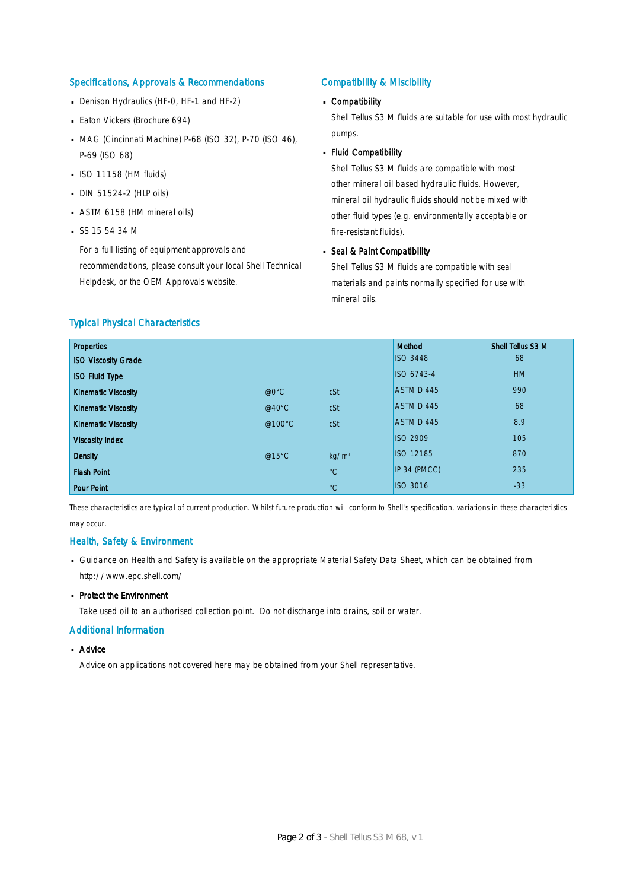## Specifications, Approvals & Recommendations

- Denison Hydraulics (HF-0, HF-1 and HF-2)
- Eaton Vickers (Brochure 694)
- MAG (Cincinnati Machine) P-68 (ISO 32), P-70 (ISO 46), P-69 (ISO 68)
- ISO 11158 (HM fluids)
- DIN 51524-2 (HLP oils)
- ASTM 6158 (HM mineral oils)
- SS 15 54 34 M

  For a full listing of equipment approvals and recommendations, please consult your local Shell Technical Helpdesk, or the OEM Approvals website.

## Compatibility & Miscibility

- **Compatibility**

  Shell Tellus S3 M fluids are suitable for use with most hydraulic pumps.

- **Fluid Compatibility**

  Shell Tellus S3 M fluids are compatible with most other mineral oil based hydraulic fluids. However, mineral oil hydraulic fluids should not be mixed with other fluid types (e.g. environmentally acceptable or fire-resistant fluids).

- **Seal & Paint Compatibility**

  Shell Tellus S3 M fluids are compatible with seal materials and paints normally specified for use with mineral oils.

## Typical Physical Characteristics

| Properties | | | Method | Shell Tellus S3 M |
|---|---|---|---|---|
| ISO Viscosity Grade | | | ISO 3448 | 68 |
| ISO Fluid Type | | | ISO 6743-4 | HM |
| Kinematic Viscosity | @0°C | cSt | ASTM D 445 | 990 |
| Kinematic Viscosity | @40°C | cSt | ASTM D 445 | 68 |
| Kinematic Viscosity | @100°C | cSt | ASTM D 445 | 8.9 |
| Viscosity Index | | | ISO 2909 | 105 |
| Density | @15°C | kg/m³ | ISO 12185 | 870 |
| Flash Point | | °C | IP 34 (PMCC) | 235 |
| Pour Point | | °C | ISO 3016 | -33 |

These characteristics are typical of current production. Whilst future production will conform to Shell's specification, variations in these characteristics may occur.

## Health, Safety & Environment

- Guidance on Health and Safety is available on the appropriate Material Safety Data Sheet, which can be obtained from http://www.epc.shell.com/
- **Protect the Environment**

  Take used oil to an authorised collection point. Do not discharge into drains, soil or water.

## Additional Information

- **Advice**

  Advice on applications not covered here may be obtained from your Shell representative.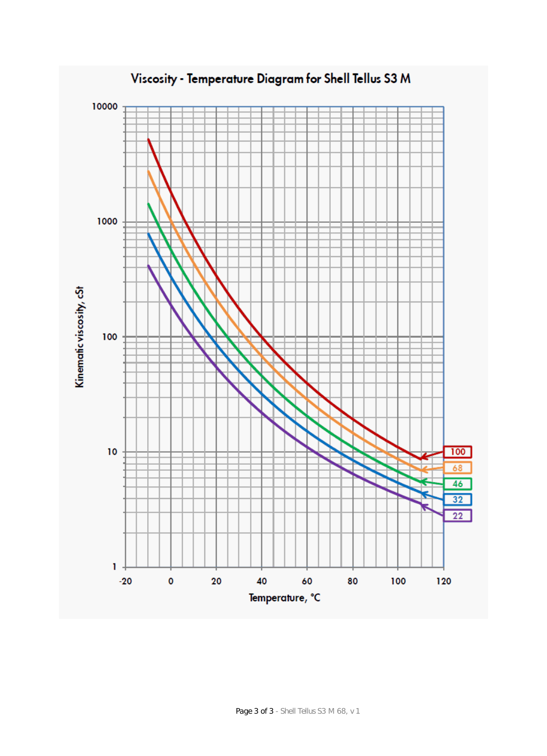# Viscosity - Temperature Diagram for Shell Tellus S3 M

Kinematic viscosity, cSt

10000

1000

100

10

1

-20

0

20

40

60

80

100

120

Temperature, °C

100

68

46

32

22